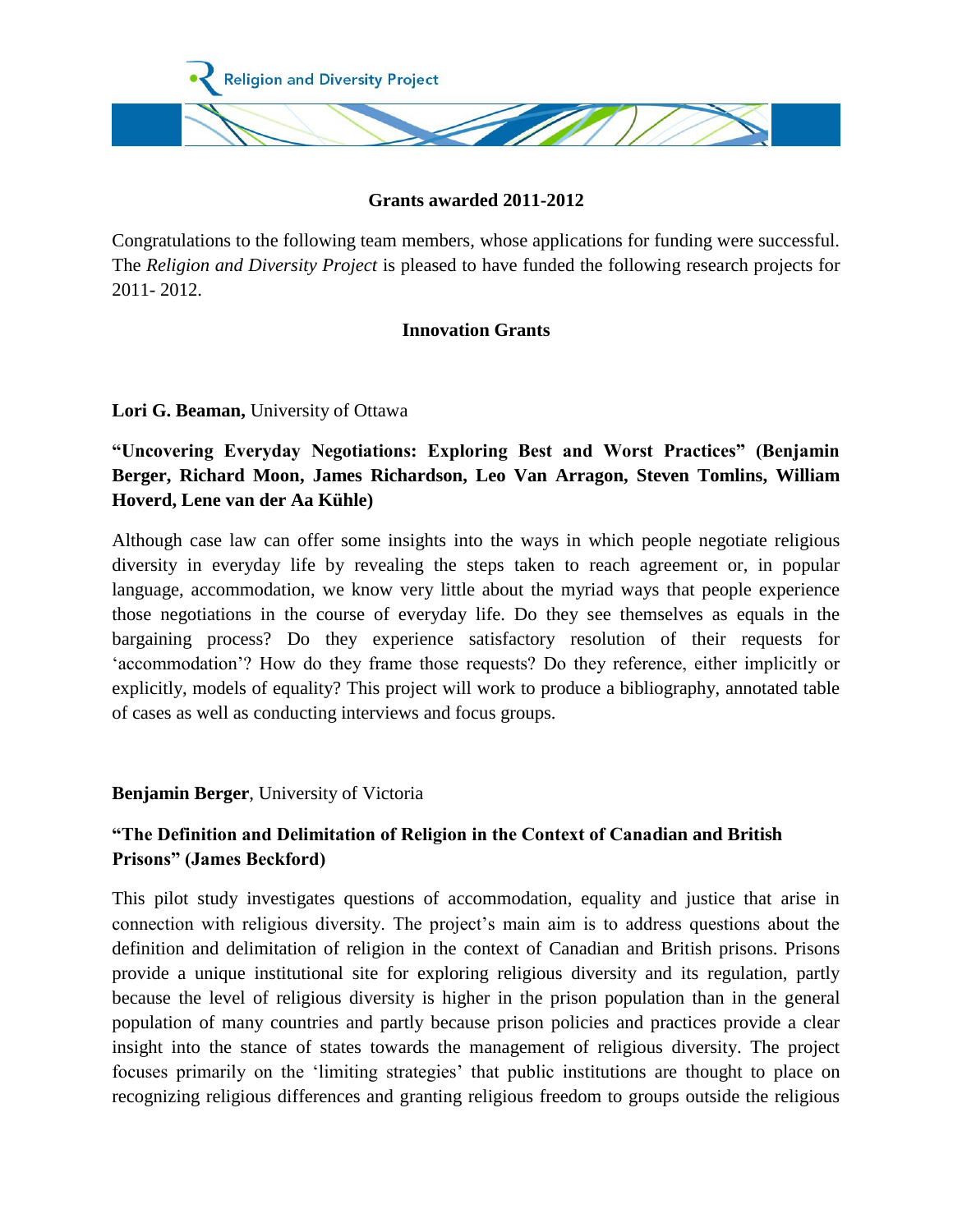Religion and Diversity Project

**Grants awarded 2011-2012**

Congratulations to the following team members, whose applications for funding were successful. The *Religion and Diversity Project* is pleased to have funded the following research projects for 2011- 2012.

## Innovation Grants

**Lori G. Beaman,** University of Ottawa

**"Uncovering Everyday Negotiations: Exploring Best and Worst Practices" (Benjamin Berger, Richard Moon, James Richardson, Leo Van Arragon, Steven Tomlins, William Hoverd, Lene van der Aa Kühle)**

Although case law can offer some insights into the ways in which people negotiate religious diversity in everyday life by revealing the steps taken to reach agreement or, in popular language, accommodation, we know very little about the myriad ways that people experience those negotiations in the course of everyday life. Do they see themselves as equals in the bargaining process? Do they experience satisfactory resolution of their requests for 'accommodation'? How do they frame those requests? Do they reference, either implicitly or explicitly, models of equality? This project will work to produce a bibliography, annotated table of cases as well as conducting interviews and focus groups.

**Benjamin Berger**, University of Victoria

**"The Definition and Delimitation of Religion in the Context of Canadian and British Prisons" (James Beckford)**

This pilot study investigates questions of accommodation, equality and justice that arise in connection with religious diversity. The project's main aim is to address questions about the definition and delimitation of religion in the context of Canadian and British prisons. Prisons provide a unique institutional site for exploring religious diversity and its regulation, partly because the level of religious diversity is higher in the prison population than in the general population of many countries and partly because prison policies and practices provide a clear insight into the stance of states towards the management of religious diversity. The project focuses primarily on the 'limiting strategies' that public institutions are thought to place on recognizing religious differences and granting religious freedom to groups outside the religious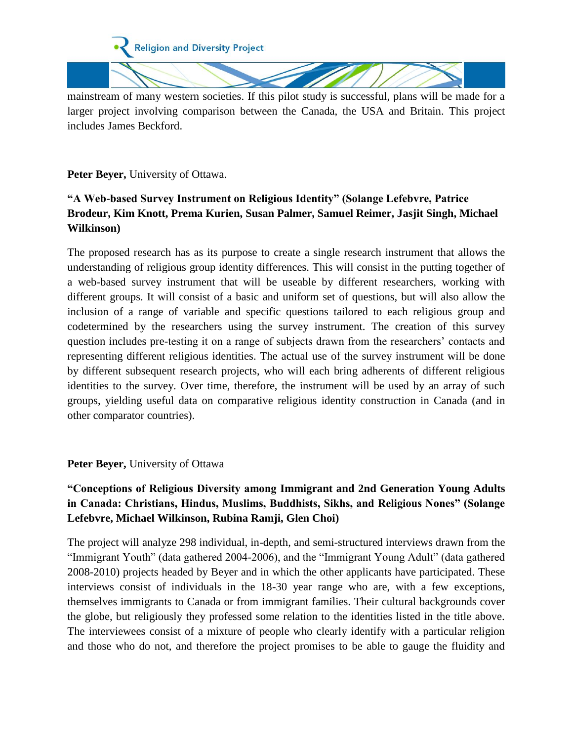mainstream of many western societies. If this pilot study is successful, plans will be made for a larger project involving comparison between the Canada, the USA and Britain. This project includes James Beckford.

**Peter Beyer,** University of Ottawa.

**"A Web-based Survey Instrument on Religious Identity" (Solange Lefebvre, Patrice Brodeur, Kim Knott, Prema Kurien, Susan Palmer, Samuel Reimer, Jasjit Singh, Michael Wilkinson)**

The proposed research has as its purpose to create a single research instrument that allows the understanding of religious group identity differences. This will consist in the putting together of a web-based survey instrument that will be useable by different researchers, working with different groups. It will consist of a basic and uniform set of questions, but will also allow the inclusion of a range of variable and specific questions tailored to each religious group and codetermined by the researchers using the survey instrument. The creation of this survey question includes pre-testing it on a range of subjects drawn from the researchers' contacts and representing different religious identities. The actual use of the survey instrument will be done by different subsequent research projects, who will each bring adherents of different religious identities to the survey. Over time, therefore, the instrument will be used by an array of such groups, yielding useful data on comparative religious identity construction in Canada (and in other comparator countries).

**Peter Beyer,** University of Ottawa

**"Conceptions of Religious Diversity among Immigrant and 2nd Generation Young Adults in Canada: Christians, Hindus, Muslims, Buddhists, Sikhs, and Religious Nones" (Solange Lefebvre, Michael Wilkinson, Rubina Ramji, Glen Choi)**

The project will analyze 298 individual, in-depth, and semi-structured interviews drawn from the "Immigrant Youth" (data gathered 2004-2006), and the "Immigrant Young Adult" (data gathered 2008-2010) projects headed by Beyer and in which the other applicants have participated. These interviews consist of individuals in the 18-30 year range who are, with a few exceptions, themselves immigrants to Canada or from immigrant families. Their cultural backgrounds cover the globe, but religiously they professed some relation to the identities listed in the title above. The interviewees consist of a mixture of people who clearly identify with a particular religion and those who do not, and therefore the project promises to be able to gauge the fluidity and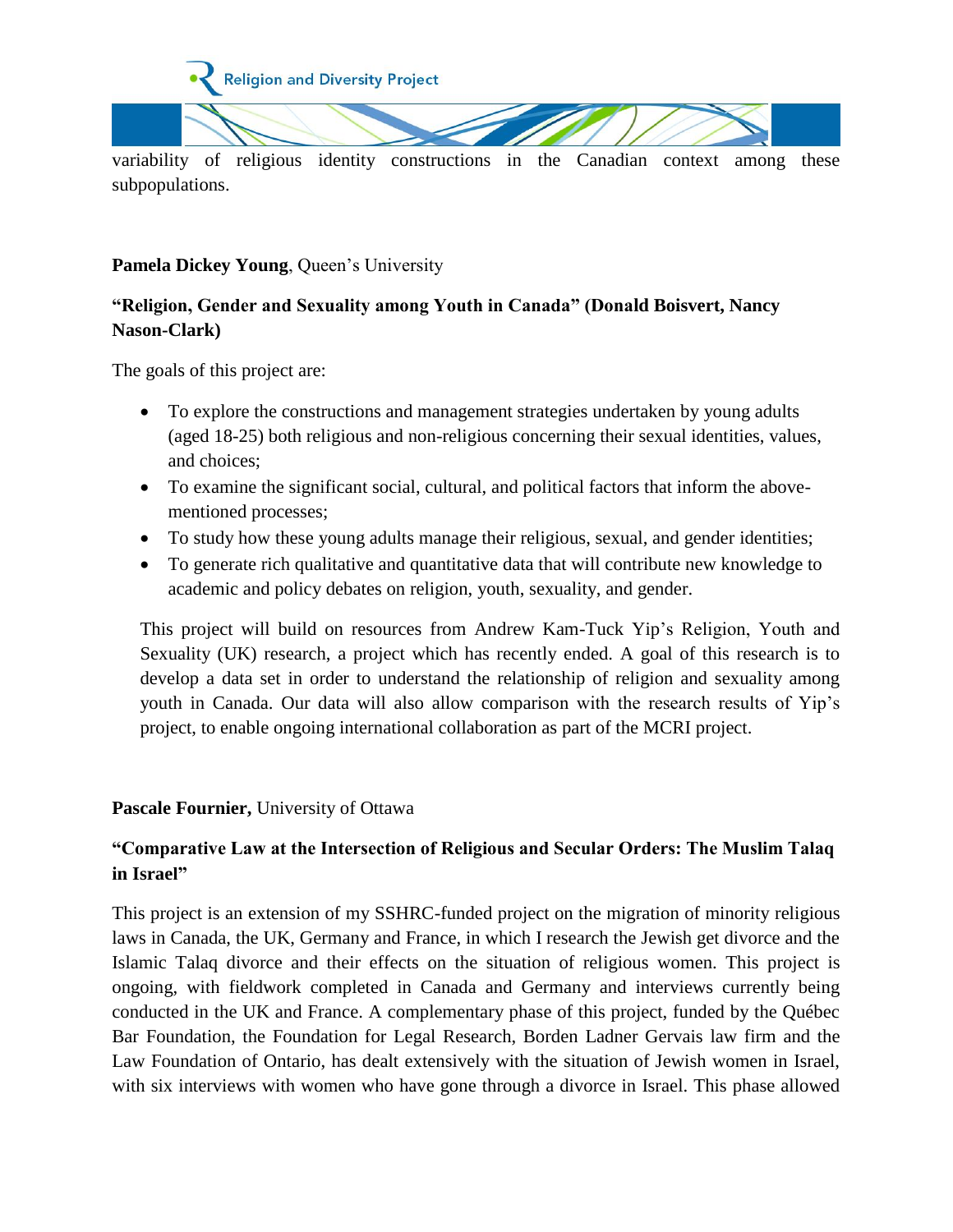variability of religious identity constructions in the Canadian context among these subpopulations.

**Pamela Dickey Young**, Queen's University

**"Religion, Gender and Sexuality among Youth in Canada" (Donald Boisvert, Nancy Nason-Clark)**

The goals of this project are:

- To explore the constructions and management strategies undertaken by young adults (aged 18-25) both religious and non-religious concerning their sexual identities, values, and choices;
- To examine the significant social, cultural, and political factors that inform the above-mentioned processes;
- To study how these young adults manage their religious, sexual, and gender identities;
- To generate rich qualitative and quantitative data that will contribute new knowledge to academic and policy debates on religion, youth, sexuality, and gender.

This project will build on resources from Andrew Kam-Tuck Yip's Religion, Youth and Sexuality (UK) research, a project which has recently ended. A goal of this research is to develop a data set in order to understand the relationship of religion and sexuality among youth in Canada. Our data will also allow comparison with the research results of Yip's project, to enable ongoing international collaboration as part of the MCRI project.

**Pascale Fournier,** University of Ottawa

**"Comparative Law at the Intersection of Religious and Secular Orders: The Muslim Talaq in Israel"**

This project is an extension of my SSHRC-funded project on the migration of minority religious laws in Canada, the UK, Germany and France, in which I research the Jewish get divorce and the Islamic Talaq divorce and their effects on the situation of religious women. This project is ongoing, with fieldwork completed in Canada and Germany and interviews currently being conducted in the UK and France. A complementary phase of this project, funded by the Québec Bar Foundation, the Foundation for Legal Research, Borden Ladner Gervais law firm and the Law Foundation of Ontario, has dealt extensively with the situation of Jewish women in Israel, with six interviews with women who have gone through a divorce in Israel. This phase allowed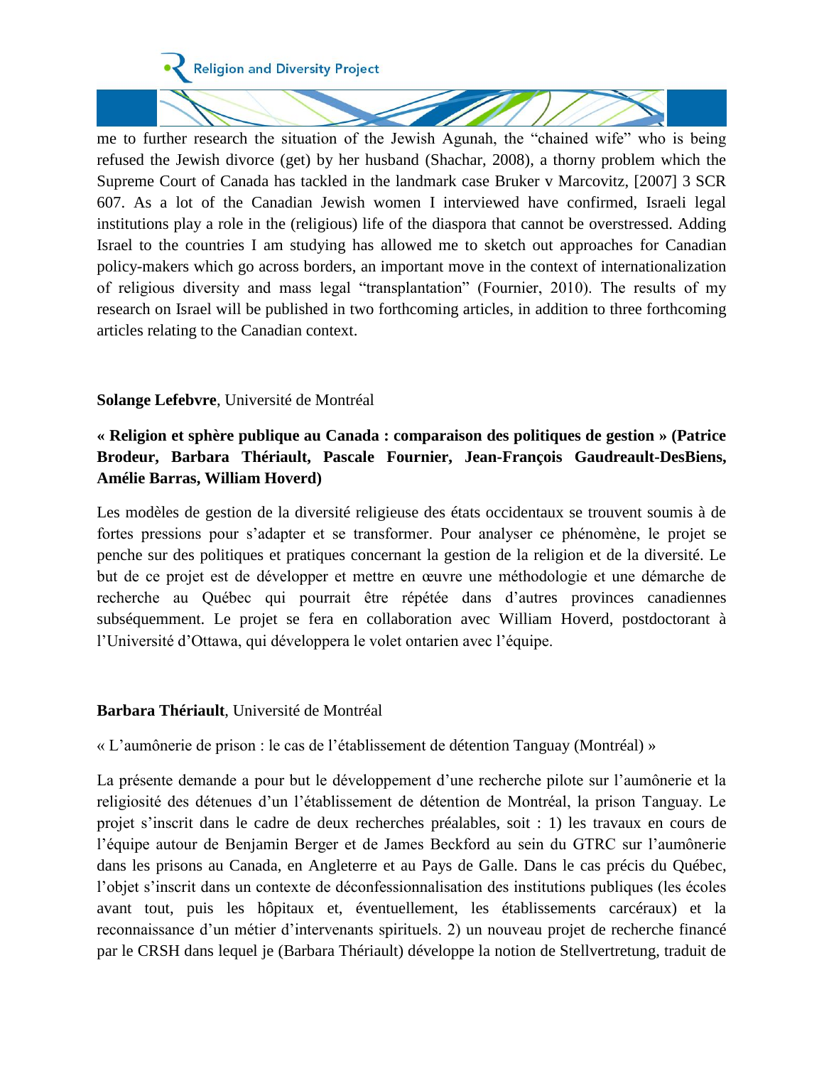me to further research the situation of the Jewish Agunah, the "chained wife" who is being refused the Jewish divorce (get) by her husband (Shachar, 2008), a thorny problem which the Supreme Court of Canada has tackled in the landmark case Bruker v Marcovitz, [2007] 3 SCR 607. As a lot of the Canadian Jewish women I interviewed have confirmed, Israeli legal institutions play a role in the (religious) life of the diaspora that cannot be overstressed. Adding Israel to the countries I am studying has allowed me to sketch out approaches for Canadian policy-makers which go across borders, an important move in the context of internationalization of religious diversity and mass legal "transplantation" (Fournier, 2010). The results of my research on Israel will be published in two forthcoming articles, in addition to three forthcoming articles relating to the Canadian context.

**Solange Lefebvre**, Université de Montréal

**« Religion et sphère publique au Canada : comparaison des politiques de gestion » (Patrice Brodeur, Barbara Thériault, Pascale Fournier, Jean-François Gaudreault-DesBiens, Amélie Barras, William Hoverd)**

Les modèles de gestion de la diversité religieuse des états occidentaux se trouvent soumis à de fortes pressions pour s'adapter et se transformer. Pour analyser ce phénomène, le projet se penche sur des politiques et pratiques concernant la gestion de la religion et de la diversité. Le but de ce projet est de développer et mettre en œuvre une méthodologie et une démarche de recherche au Québec qui pourrait être répétée dans d'autres provinces canadiennes subséquemment. Le projet se fera en collaboration avec William Hoverd, postdoctorant à l'Université d'Ottawa, qui développera le volet ontarien avec l'équipe.

**Barbara Thériault**, Université de Montréal

« L'aumônerie de prison : le cas de l'établissement de détention Tanguay (Montréal) »

La présente demande a pour but le développement d'une recherche pilote sur l'aumônerie et la religiosité des détenues d'un l'établissement de détention de Montréal, la prison Tanguay. Le projet s'inscrit dans le cadre de deux recherches préalables, soit : 1) les travaux en cours de l'équipe autour de Benjamin Berger et de James Beckford au sein du GTRC sur l'aumônerie dans les prisons au Canada, en Angleterre et au Pays de Galle. Dans le cas précis du Québec, l'objet s'inscrit dans un contexte de déconfessionnalisation des institutions publiques (les écoles avant tout, puis les hôpitaux et, éventuellement, les établissements carcéraux) et la reconnaissance d'un métier d'intervenants spirituels. 2) un nouveau projet de recherche financé par le CRSH dans lequel je (Barbara Thériault) développe la notion de Stellvertretung, traduit de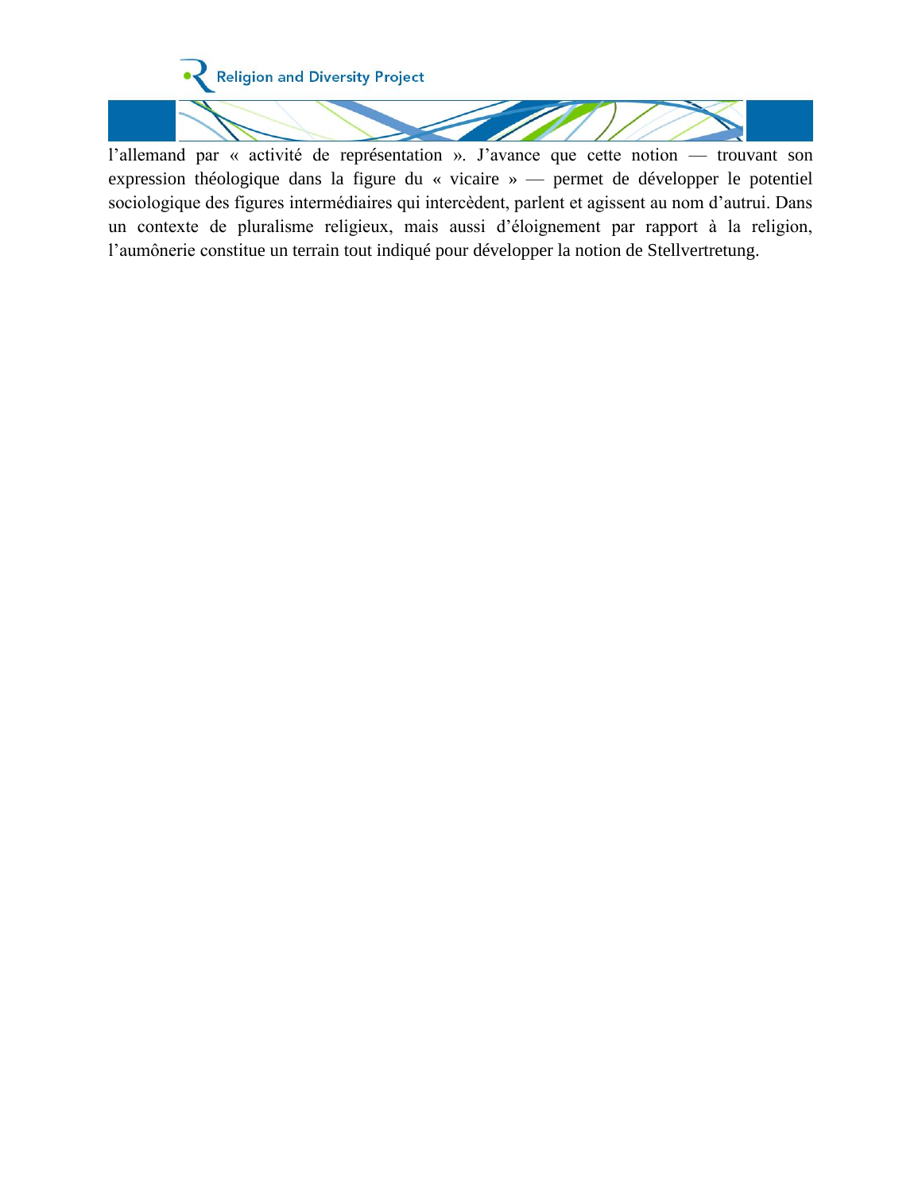l'allemand par « activité de représentation ». J'avance que cette notion — trouvant son expression théologique dans la figure du « vicaire » — permet de développer le potentiel sociologique des figures intermédiaires qui intercèdent, parlent et agissent au nom d'autrui. Dans un contexte de pluralisme religieux, mais aussi d'éloignement par rapport à la religion, l'aumônerie constitue un terrain tout indiqué pour développer la notion de Stellvertretung.